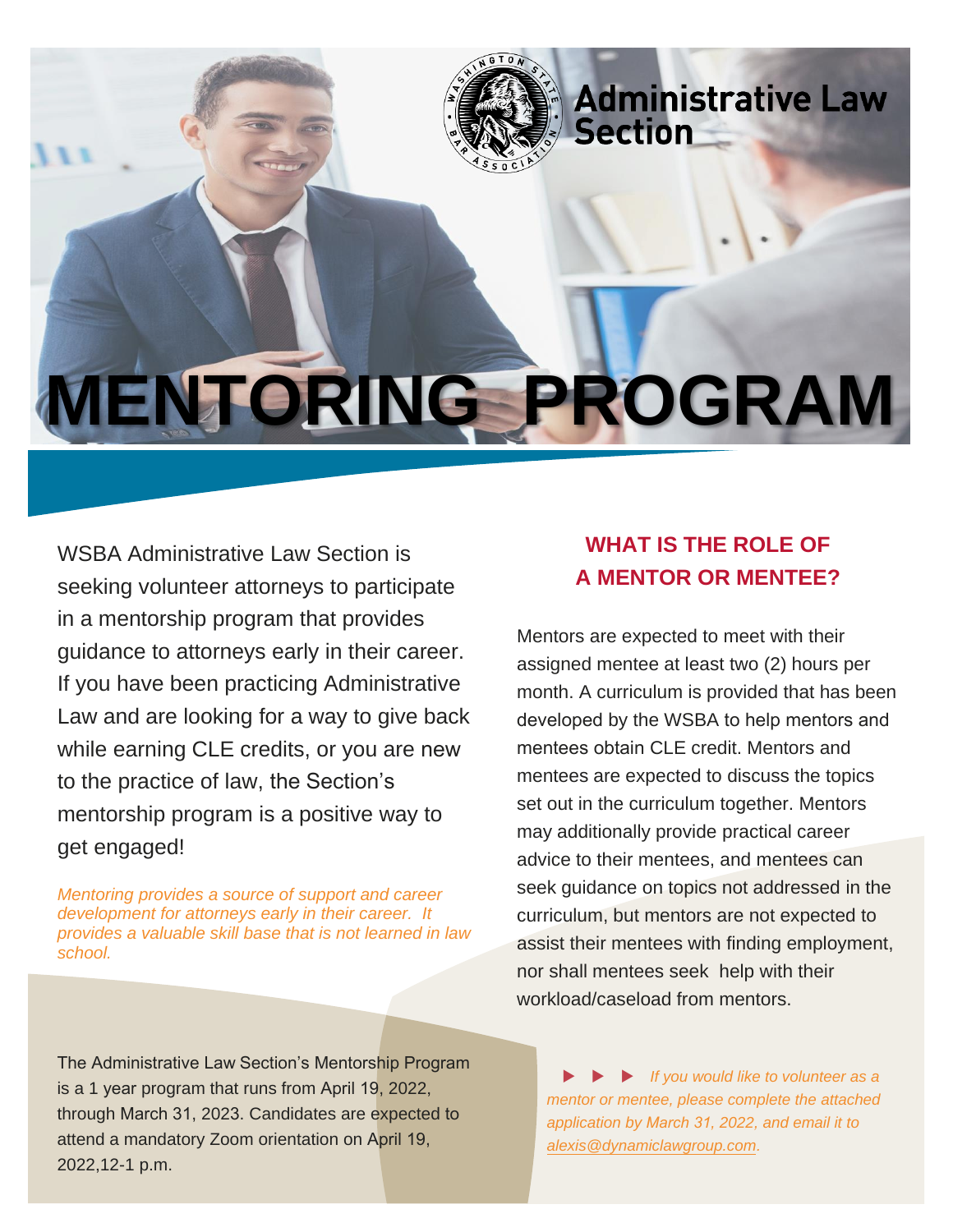Administrative Law Section

# MENTORING PROGRAM

WSBA Administrative Law Section is seeking volunteer attorneys to participate in a mentorship program that provides guidance to attorneys early in their career. If you have been practicing Administrative Law and are looking for a way to give back while earning CLE credits, or you are new to the practice of law, the Section's mentorship program is a positive way to get engaged!

*Mentoring provides a source of support and career development for attorneys early in their career. It provides a valuable skill base that is not learned in law school.*

The Administrative Law Section's Mentorship Program is a 1 year program that runs from April 19, 2022, through March 31, 2023. Candidates are expected to attend a mandatory Zoom orientation on April 19, 2022,12-1 p.m.

## WHAT IS THE ROLE OF A MENTOR OR MENTEE?

Mentors are expected to meet with their assigned mentee at least two (2) hours per month. A curriculum is provided that has been developed by the WSBA to help mentors and mentees obtain CLE credit. Mentors and mentees are expected to discuss the topics set out in the curriculum together. Mentors may additionally provide practical career advice to their mentees, and mentees can seek guidance on topics not addressed in the curriculum, but mentors are not expected to assist their mentees with finding employment, nor shall mentees seek help with their workload/caseload from mentors.

▶ ▶ ▶ *If you would like to volunteer as a mentor or mentee, please complete the attached application by March 31, 2022, and email it to alexis@dynamiclawgroup.com.*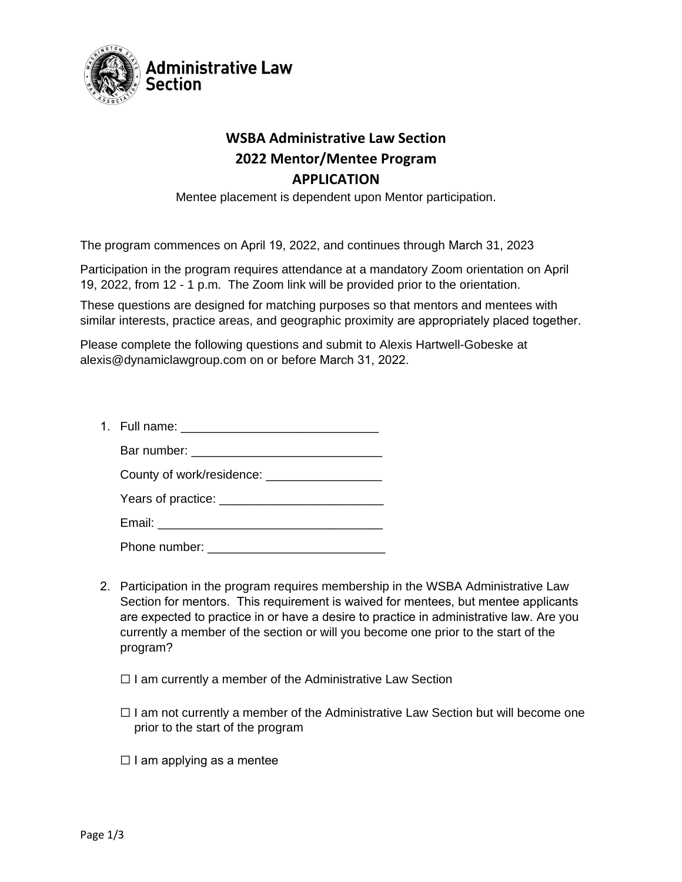Administrative Law Section

**WSBA Administrative Law Section**

**2022 Mentor/Mentee Program**

**APPLICATION**

Mentee placement is dependent upon Mentor participation.

The program commences on April 19, 2022, and continues through March 31, 2023

Participation in the program requires attendance at a mandatory Zoom orientation on April 19, 2022, from 12 - 1 p.m. The Zoom link will be provided prior to the orientation.

These questions are designed for matching purposes so that mentors and mentees with similar interests, practice areas, and geographic proximity are appropriately placed together.

Please complete the following questions and submit to Alexis Hartwell-Gobeske at alexis@dynamiclawgroup.com on or before March 31, 2022.

1. Full name: ____________________________

   Bar number: ___________________________

   County of work/residence: ________________

   Years of practice: _______________________

   Email: ________________________________

   Phone number: _________________________

2. Participation in the program requires membership in the WSBA Administrative Law Section for mentors. This requirement is waived for mentees, but mentee applicants are expected to practice in or have a desire to practice in administrative law. Are you currently a member of the section or will you become one prior to the start of the program?

   ☐ I am currently a member of the Administrative Law Section

   ☐ I am not currently a member of the Administrative Law Section but will become one prior to the start of the program

   ☐ I am applying as a mentee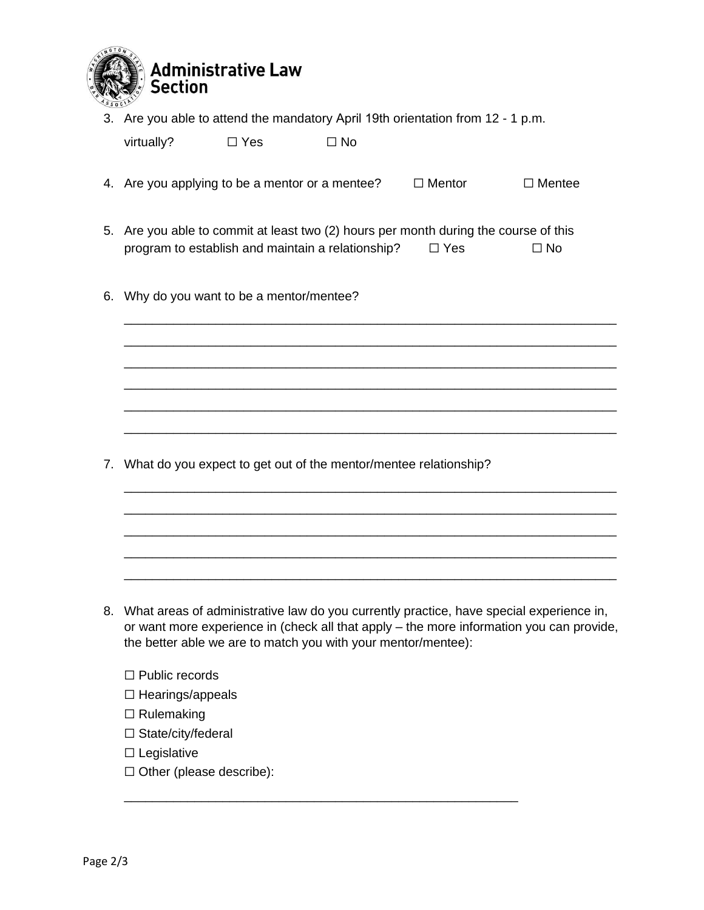# Administrative Law Section

3. Are you able to attend the mandatory April 19th orientation from 12 - 1 p.m. virtually? ☐ Yes ☐ No

4. Are you applying to be a mentor or a mentee? ☐ Mentor ☐ Mentee

5. Are you able to commit at least two (2) hours per month during the course of this program to establish and maintain a relationship? ☐ Yes ☐ No

6. Why do you want to be a mentor/mentee?

_______________________________________________________________________
_______________________________________________________________________
_______________________________________________________________________
_______________________________________________________________________
_______________________________________________________________________
_______________________________________________________________________

7. What do you expect to get out of the mentor/mentee relationship?

_______________________________________________________________________
_______________________________________________________________________
_______________________________________________________________________
_______________________________________________________________________
_______________________________________________________________________

8. What areas of administrative law do you currently practice, have special experience in, or want more experience in (check all that apply – the more information you can provide, the better able we are to match you with your mentor/mentee):

   ☐ Public records
   ☐ Hearings/appeals
   ☐ Rulemaking
   ☐ State/city/federal
   ☐ Legislative
   ☐ Other (please describe):

   _______________________________________________________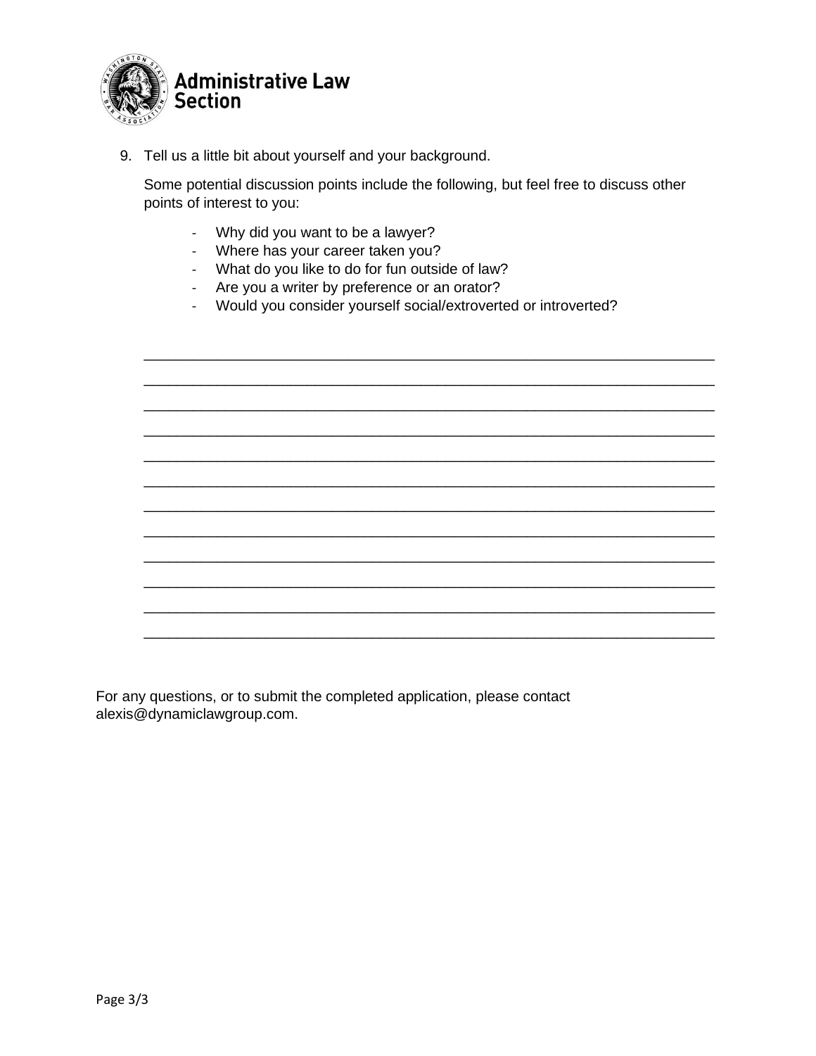9. Tell us a little bit about yourself and your background.

   Some potential discussion points include the following, but feel free to discuss other points of interest to you:

   - Why did you want to be a lawyer?
   - Where has your career taken you?
   - What do you like to do for fun outside of law?
   - Are you a writer by preference or an orator?
   - Would you consider yourself social/extroverted or introverted?

   ______________________________________________________________________

   ______________________________________________________________________

   ______________________________________________________________________

   ______________________________________________________________________

   ______________________________________________________________________

   ______________________________________________________________________

   ______________________________________________________________________

   ______________________________________________________________________

   ______________________________________________________________________

   ______________________________________________________________________

   ______________________________________________________________________

   ______________________________________________________________________

For any questions, or to submit the completed application, please contact alexis@dynamiclawgroup.com.